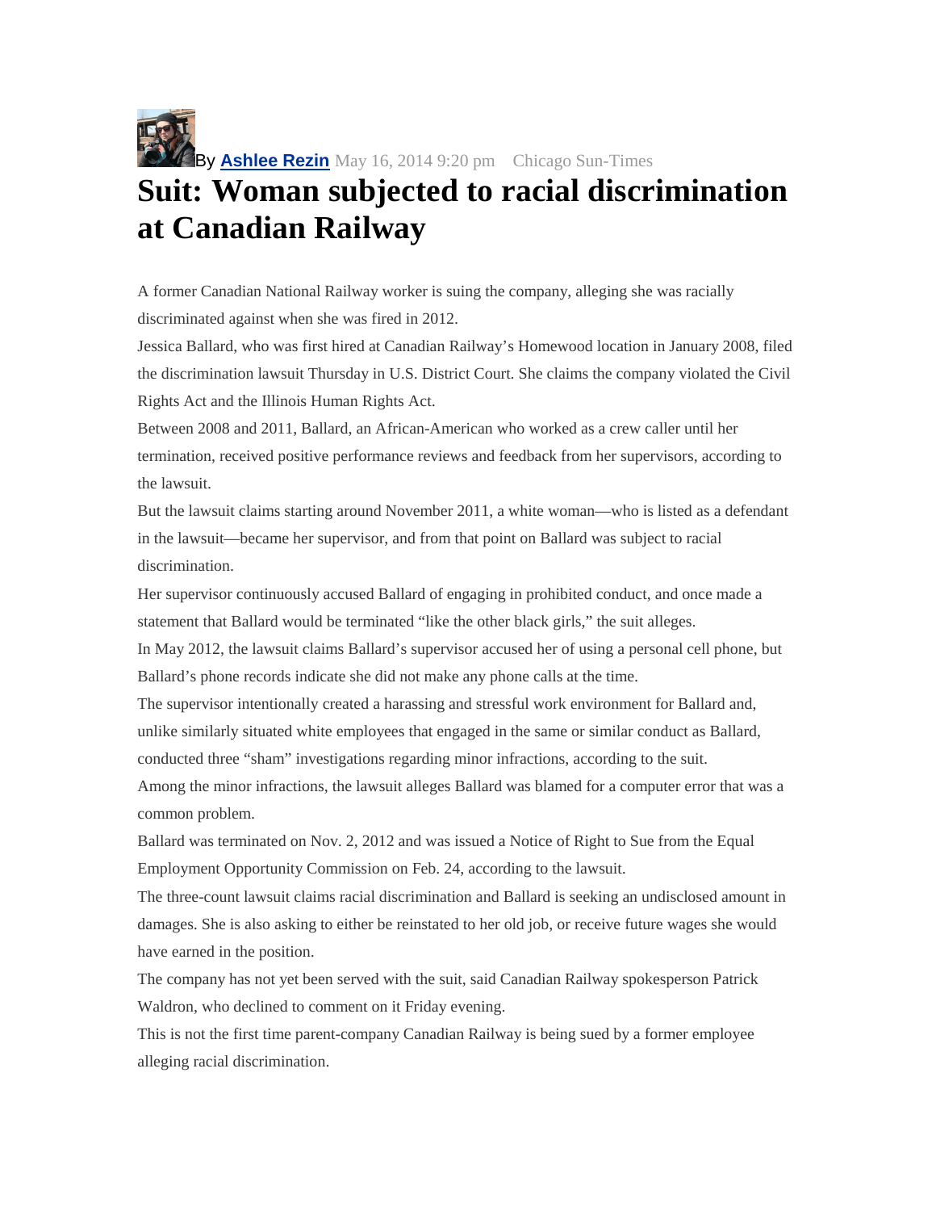By **Ashlee Rezin** May 16, 2014 9:20 pm Chicago Sun-Times

# Suit: Woman subjected to racial discrimination at Canadian Railway

A former Canadian National Railway worker is suing the company, alleging she was racially discriminated against when she was fired in 2012.

Jessica Ballard, who was first hired at Canadian Railway's Homewood location in January 2008, filed the discrimination lawsuit Thursday in U.S. District Court. She claims the company violated the Civil Rights Act and the Illinois Human Rights Act.

Between 2008 and 2011, Ballard, an African-American who worked as a crew caller until her termination, received positive performance reviews and feedback from her supervisors, according to the lawsuit.

But the lawsuit claims starting around November 2011, a white woman—who is listed as a defendant in the lawsuit—became her supervisor, and from that point on Ballard was subject to racial discrimination.

Her supervisor continuously accused Ballard of engaging in prohibited conduct, and once made a statement that Ballard would be terminated "like the other black girls," the suit alleges.

In May 2012, the lawsuit claims Ballard's supervisor accused her of using a personal cell phone, but Ballard's phone records indicate she did not make any phone calls at the time.

The supervisor intentionally created a harassing and stressful work environment for Ballard and, unlike similarly situated white employees that engaged in the same or similar conduct as Ballard, conducted three "sham" investigations regarding minor infractions, according to the suit.

Among the minor infractions, the lawsuit alleges Ballard was blamed for a computer error that was a common problem.

Ballard was terminated on Nov. 2, 2012 and was issued a Notice of Right to Sue from the Equal Employment Opportunity Commission on Feb. 24, according to the lawsuit.

The three-count lawsuit claims racial discrimination and Ballard is seeking an undisclosed amount in damages. She is also asking to either be reinstated to her old job, or receive future wages she would have earned in the position.

The company has not yet been served with the suit, said Canadian Railway spokesperson Patrick Waldron, who declined to comment on it Friday evening.

This is not the first time parent-company Canadian Railway is being sued by a former employee alleging racial discrimination.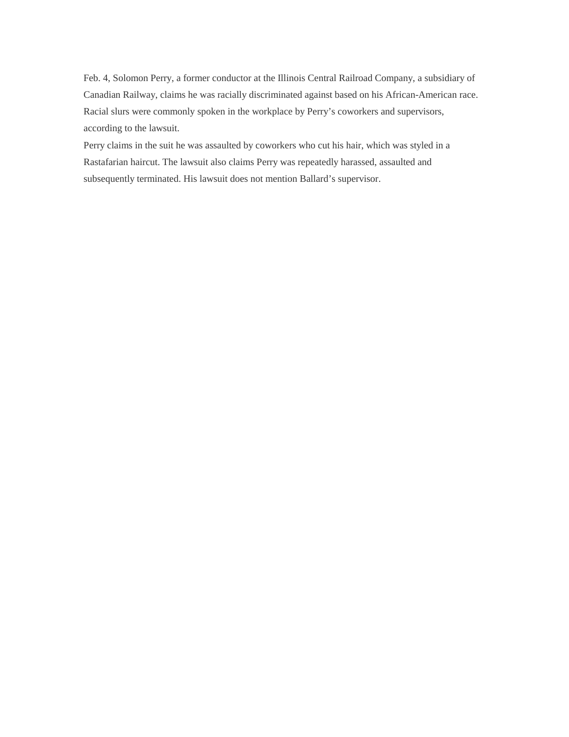Feb. 4, Solomon Perry, a former conductor at the Illinois Central Railroad Company, a subsidiary of Canadian Railway, claims he was racially discriminated against based on his African-American race. Racial slurs were commonly spoken in the workplace by Perry's coworkers and supervisors, according to the lawsuit.

Perry claims in the suit he was assaulted by coworkers who cut his hair, which was styled in a Rastafarian haircut. The lawsuit also claims Perry was repeatedly harassed, assaulted and subsequently terminated. His lawsuit does not mention Ballard's supervisor.